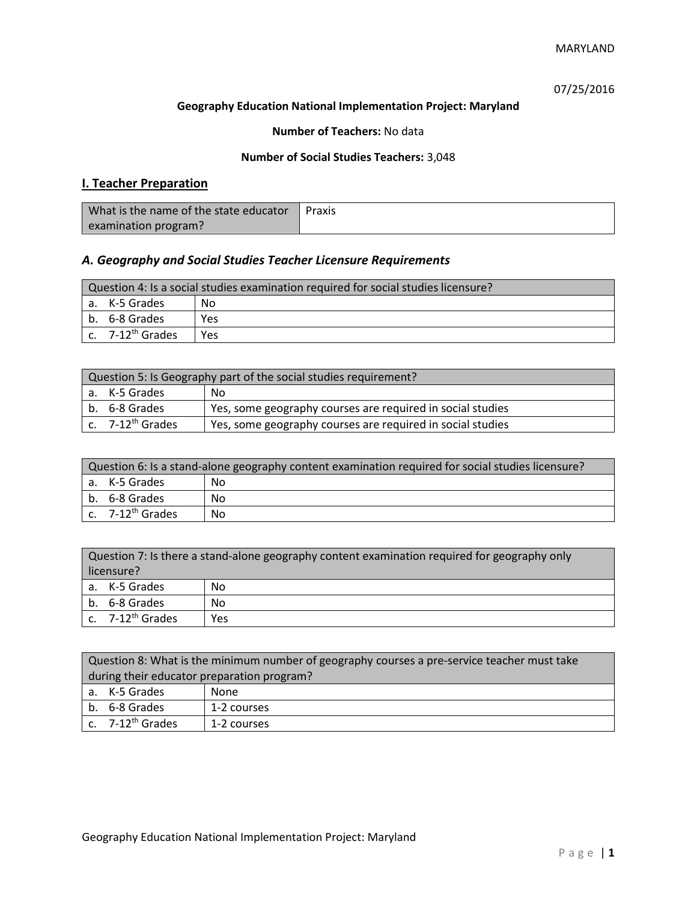MARYLAND

07/25/2016

**Geography Education National Implementation Project: Maryland**

**Number of Teachers:** No data

**Number of Social Studies Teachers:** 3,048

## I. Teacher Preparation

| What is the name of the state educator examination program? | Praxis |
|---|---|

### *A. Geography and Social Studies Teacher Licensure Requirements*

| Question 4: Is a social studies examination required for social studies licensure? | |
|---|---|
| a. K-5 Grades | No |
| b. 6-8 Grades | Yes |
| c. 7-12th Grades | Yes |

| Question 5: Is Geography part of the social studies requirement? | |
|---|---|
| a. K-5 Grades | No |
| b. 6-8 Grades | Yes, some geography courses are required in social studies |
| c. 7-12th Grades | Yes, some geography courses are required in social studies |

| Question 6: Is a stand-alone geography content examination required for social studies licensure? | |
|---|---|
| a. K-5 Grades | No |
| b. 6-8 Grades | No |
| c. 7-12th Grades | No |

| Question 7: Is there a stand-alone geography content examination required for geography only licensure? | |
|---|---|
| a. K-5 Grades | No |
| b. 6-8 Grades | No |
| c. 7-12th Grades | Yes |

| Question 8: What is the minimum number of geography courses a pre-service teacher must take during their educator preparation program? | |
|---|---|
| a. K-5 Grades | None |
| b. 6-8 Grades | 1-2 courses |
| c. 7-12th Grades | 1-2 courses |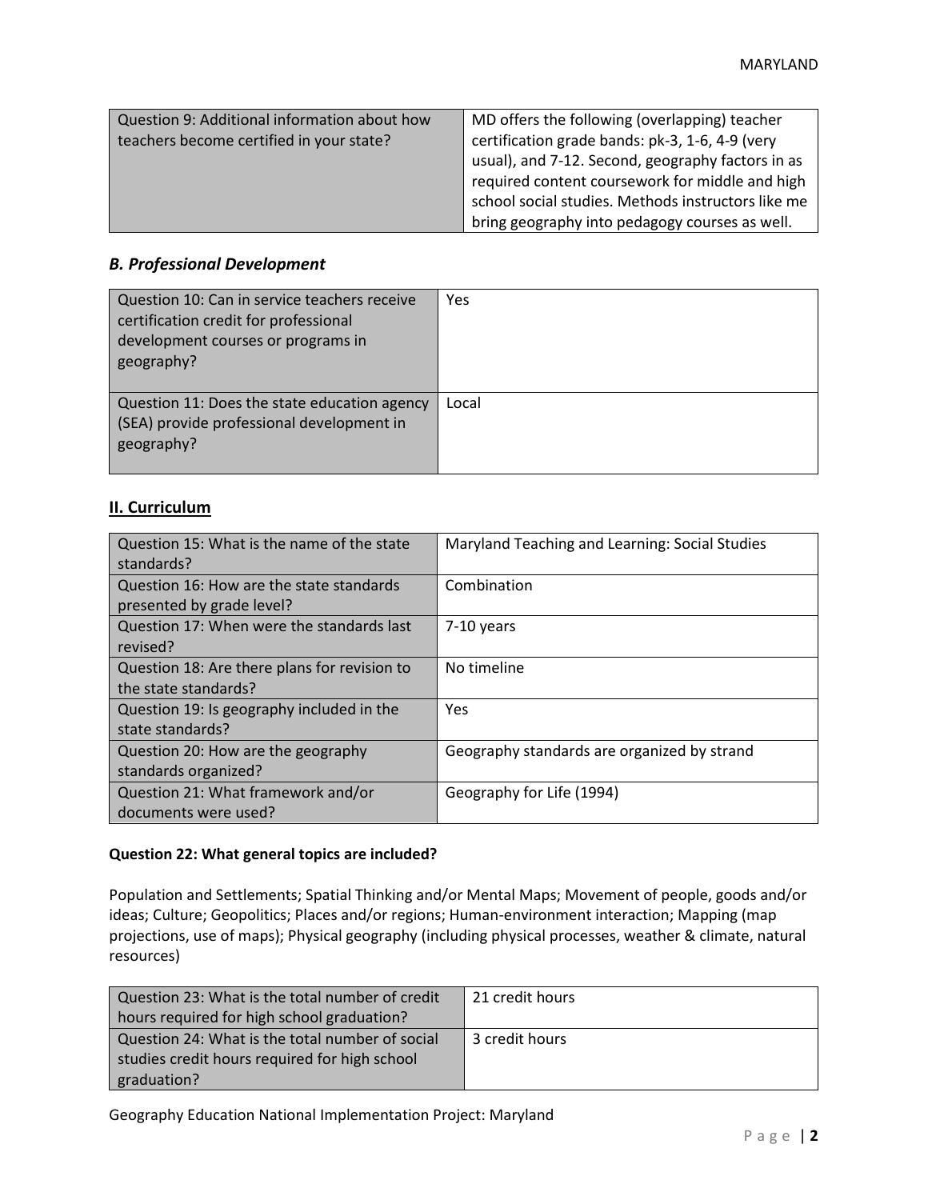| Question 9: Additional information about how teachers become certified in your state? | MD offers the following (overlapping) teacher certification grade bands: pk-3, 1-6, 4-9 (very usual), and 7-12. Second, geography factors in as required content coursework for middle and high school social studies. Methods instructors like me bring geography into pedagogy courses as well. |
|---|---|

### *B. Professional Development*

| Question 10: Can in service teachers receive certification credit for professional development courses or programs in geography? | Yes |
|---|---|
| Question 11: Does the state education agency (SEA) provide professional development in geography? | Local |

## II. Curriculum

| Question 15: What is the name of the state standards? | Maryland Teaching and Learning: Social Studies |
|---|---|
| Question 16: How are the state standards presented by grade level? | Combination |
| Question 17: When were the standards last revised? | 7-10 years |
| Question 18: Are there plans for revision to the state standards? | No timeline |
| Question 19: Is geography included in the state standards? | Yes |
| Question 20: How are the geography standards organized? | Geography standards are organized by strand |
| Question 21: What framework and/or documents were used? | Geography for Life (1994) |

**Question 22: What general topics are included?**

Population and Settlements; Spatial Thinking and/or Mental Maps; Movement of people, goods and/or ideas; Culture; Geopolitics; Places and/or regions; Human-environment interaction; Mapping (map projections, use of maps); Physical geography (including physical processes, weather & climate, natural resources)

| Question 23: What is the total number of credit hours required for high school graduation? | 21 credit hours |
|---|---|
| Question 24: What is the total number of social studies credit hours required for high school graduation? | 3 credit hours |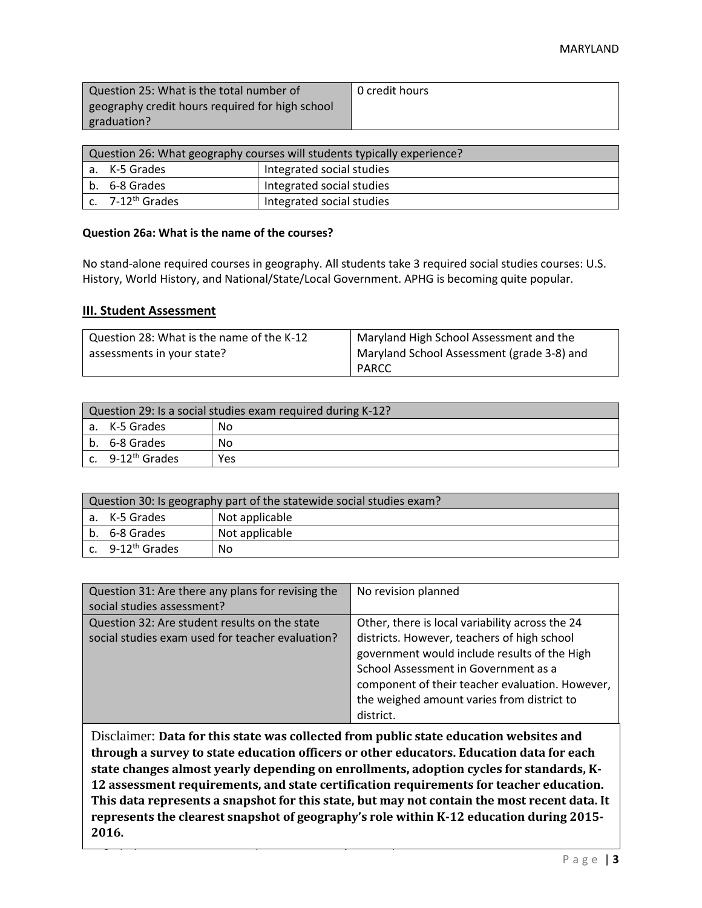| | |
|---|---|
| Question 25: What is the total number of geography credit hours required for high school graduation? | 0 credit hours |

| Question 26: What geography courses will students typically experience? | |
|---|---|
| a. K-5 Grades | Integrated social studies |
| b. 6-8 Grades | Integrated social studies |
| c. 7-12th Grades | Integrated social studies |

**Question 26a: What is the name of the courses?**

No stand-alone required courses in geography. All students take 3 required social studies courses: U.S. History, World History, and National/State/Local Government. APHG is becoming quite popular.

## III. Student Assessment

| | |
|---|---|
| Question 28: What is the name of the K-12 assessments in your state? | Maryland High School Assessment and the Maryland School Assessment (grade 3-8) and PARCC |

| Question 29: Is a social studies exam required during K-12? | |
|---|---|
| a. K-5 Grades | No |
| b. 6-8 Grades | No |
| c. 9-12th Grades | Yes |

| Question 30: Is geography part of the statewide social studies exam? | |
|---|---|
| a. K-5 Grades | Not applicable |
| b. 6-8 Grades | Not applicable |
| c. 9-12th Grades | No |

| | |
|---|---|
| Question 31: Are there any plans for revising the social studies assessment? | No revision planned |
| Question 32: Are student results on the state social studies exam used for teacher evaluation? | Other, there is local variability across the 24 districts. However, teachers of high school government would include results of the High School Assessment in Government as a component of their teacher evaluation. However, the weighed amount varies from district to district. |

Disclaimer: **Data for this state was collected from public state education websites and through a survey to state education officers or other educators. Education data for each state changes almost yearly depending on enrollments, adoption cycles for standards, K-12 assessment requirements, and state certification requirements for teacher education. This data represents a snapshot for this state, but may not contain the most recent data. It represents the clearest snapshot of geography's role within K-12 education during 2015-2016.**